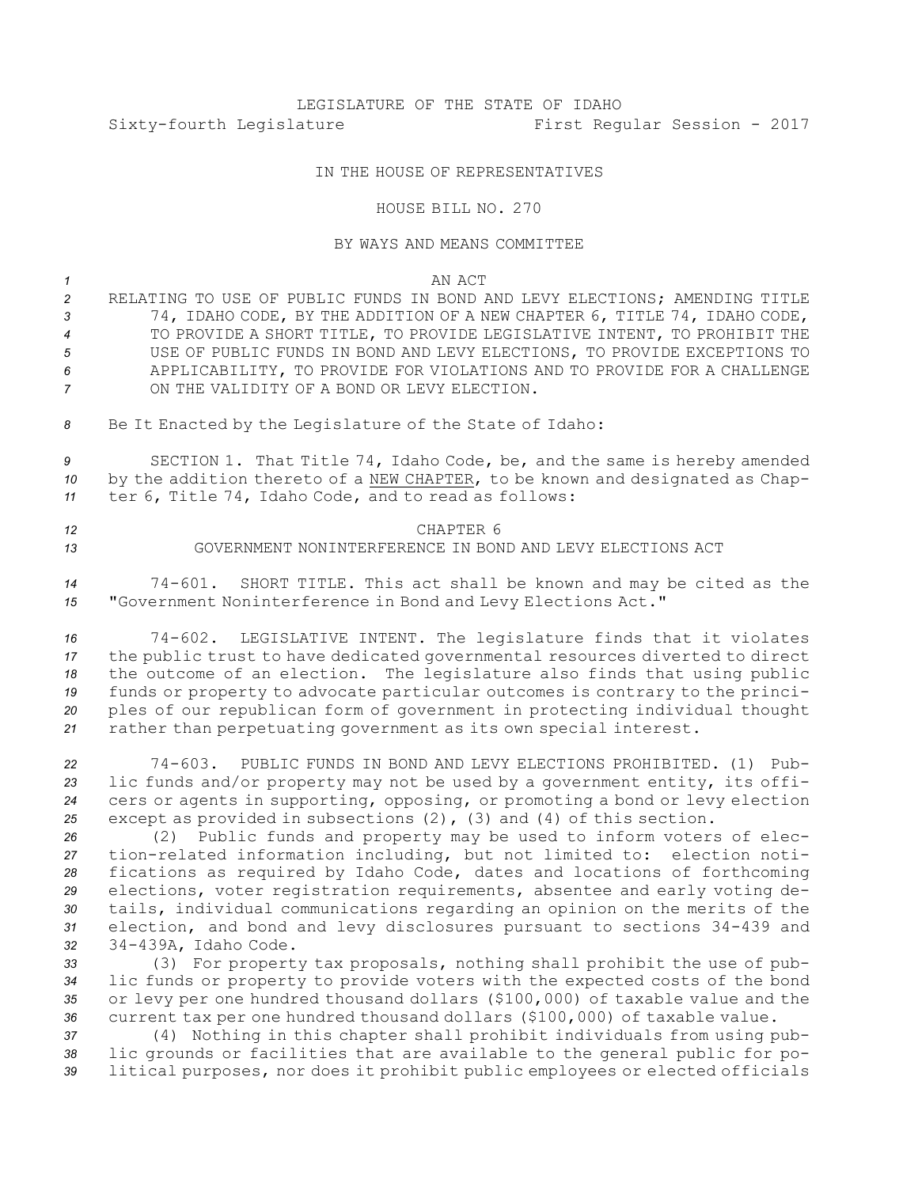LEGISLATURE OF THE STATE OF IDAHO

Sixty-fourth Legislature First Regular Session - 2017

IN THE HOUSE OF REPRESENTATIVES

HOUSE BILL NO. 270

BY WAYS AND MEANS COMMITTEE

AN ACT

RELATING TO USE OF PUBLIC FUNDS IN BOND AND LEVY ELECTIONS; AMENDING TITLE 74, IDAHO CODE, BY THE ADDITION OF A NEW CHAPTER 6, TITLE 74, IDAHO CODE, TO PROVIDE A SHORT TITLE, TO PROVIDE LEGISLATIVE INTENT, TO PROHIBIT THE USE OF PUBLIC FUNDS IN BOND AND LEVY ELECTIONS, TO PROVIDE EXCEPTIONS TO APPLICABILITY, TO PROVIDE FOR VIOLATIONS AND TO PROVIDE FOR A CHALLENGE ON THE VALIDITY OF A BOND OR LEVY ELECTION.

Be It Enacted by the Legislature of the State of Idaho:

SECTION 1. That Title 74, Idaho Code, be, and the same is hereby amended by the addition thereto of a NEW CHAPTER, to be known and designated as Chapter 6, Title 74, Idaho Code, and to read as follows:

CHAPTER 6

GOVERNMENT NONINTERFERENCE IN BOND AND LEVY ELECTIONS ACT

74-601. SHORT TITLE. This act shall be known and may be cited as the "Government Noninterference in Bond and Levy Elections Act."

74-602. LEGISLATIVE INTENT. The legislature finds that it violates the public trust to have dedicated governmental resources diverted to direct the outcome of an election. The legislature also finds that using public funds or property to advocate particular outcomes is contrary to the principles of our republican form of government in protecting individual thought rather than perpetuating government as its own special interest.

74-603. PUBLIC FUNDS IN BOND AND LEVY ELECTIONS PROHIBITED. (1) Public funds and/or property may not be used by a government entity, its officers or agents in supporting, opposing, or promoting a bond or levy election except as provided in subsections (2), (3) and (4) of this section.

(2) Public funds and property may be used to inform voters of election-related information including, but not limited to: election notifications as required by Idaho Code, dates and locations of forthcoming elections, voter registration requirements, absentee and early voting details, individual communications regarding an opinion on the merits of the election, and bond and levy disclosures pursuant to sections 34-439 and 34-439A, Idaho Code.

(3) For property tax proposals, nothing shall prohibit the use of public funds or property to provide voters with the expected costs of the bond or levy per one hundred thousand dollars ($100,000) of taxable value and the current tax per one hundred thousand dollars ($100,000) of taxable value.

(4) Nothing in this chapter shall prohibit individuals from using public grounds or facilities that are available to the general public for political purposes, nor does it prohibit public employees or elected officials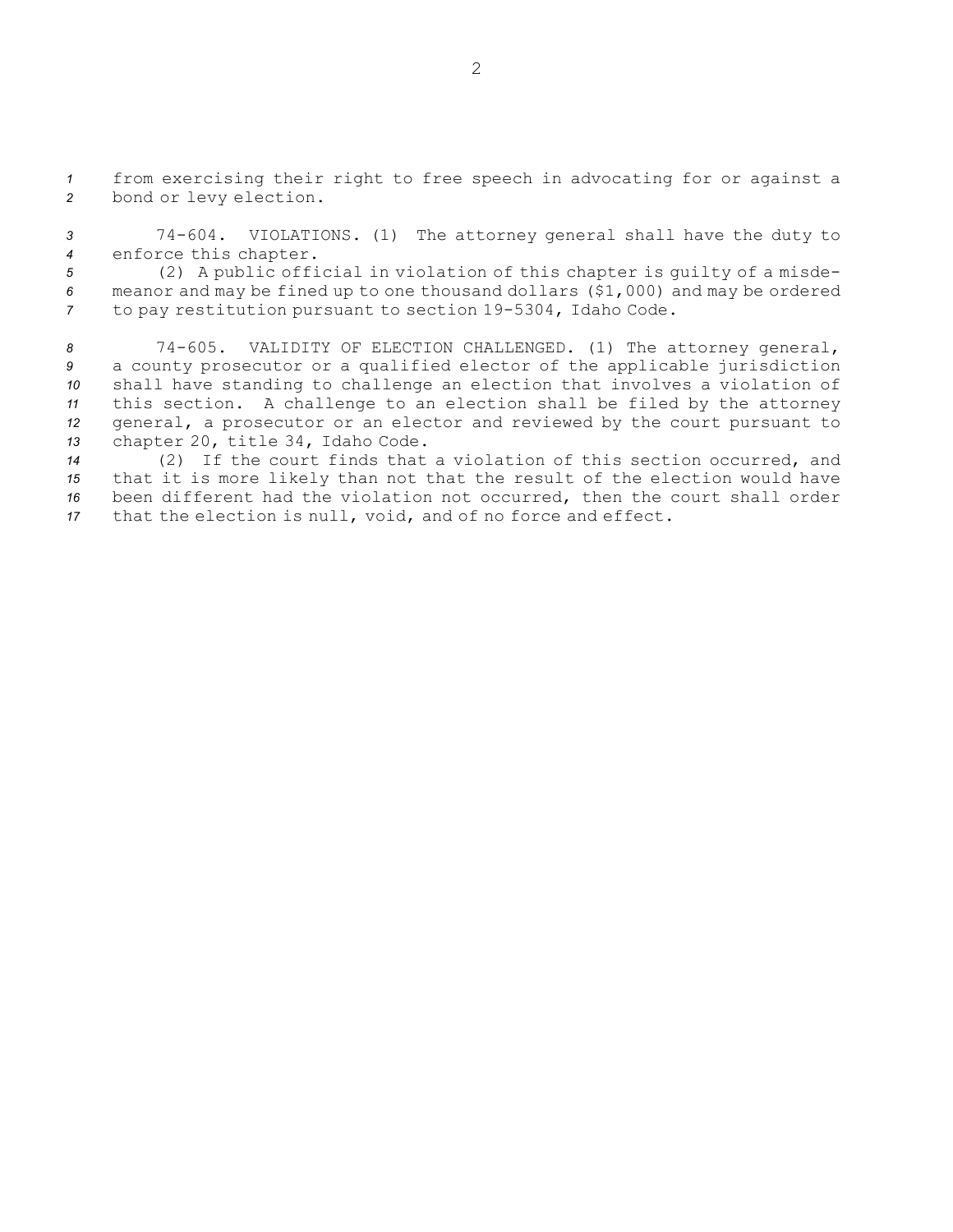from exercising their right to free speech in advocating for or against a bond or levy election.

74-604. VIOLATIONS. (1) The attorney general shall have the duty to enforce this chapter.

(2) A public official in violation of this chapter is guilty of a misdemeanor and may be fined up to one thousand dollars ($1,000) and may be ordered to pay restitution pursuant to section 19-5304, Idaho Code.

74-605. VALIDITY OF ELECTION CHALLENGED. (1) The attorney general, a county prosecutor or a qualified elector of the applicable jurisdiction shall have standing to challenge an election that involves a violation of this section. A challenge to an election shall be filed by the attorney general, a prosecutor or an elector and reviewed by the court pursuant to chapter 20, title 34, Idaho Code.

(2) If the court finds that a violation of this section occurred, and that it is more likely than not that the result of the election would have been different had the violation not occurred, then the court shall order that the election is null, void, and of no force and effect.